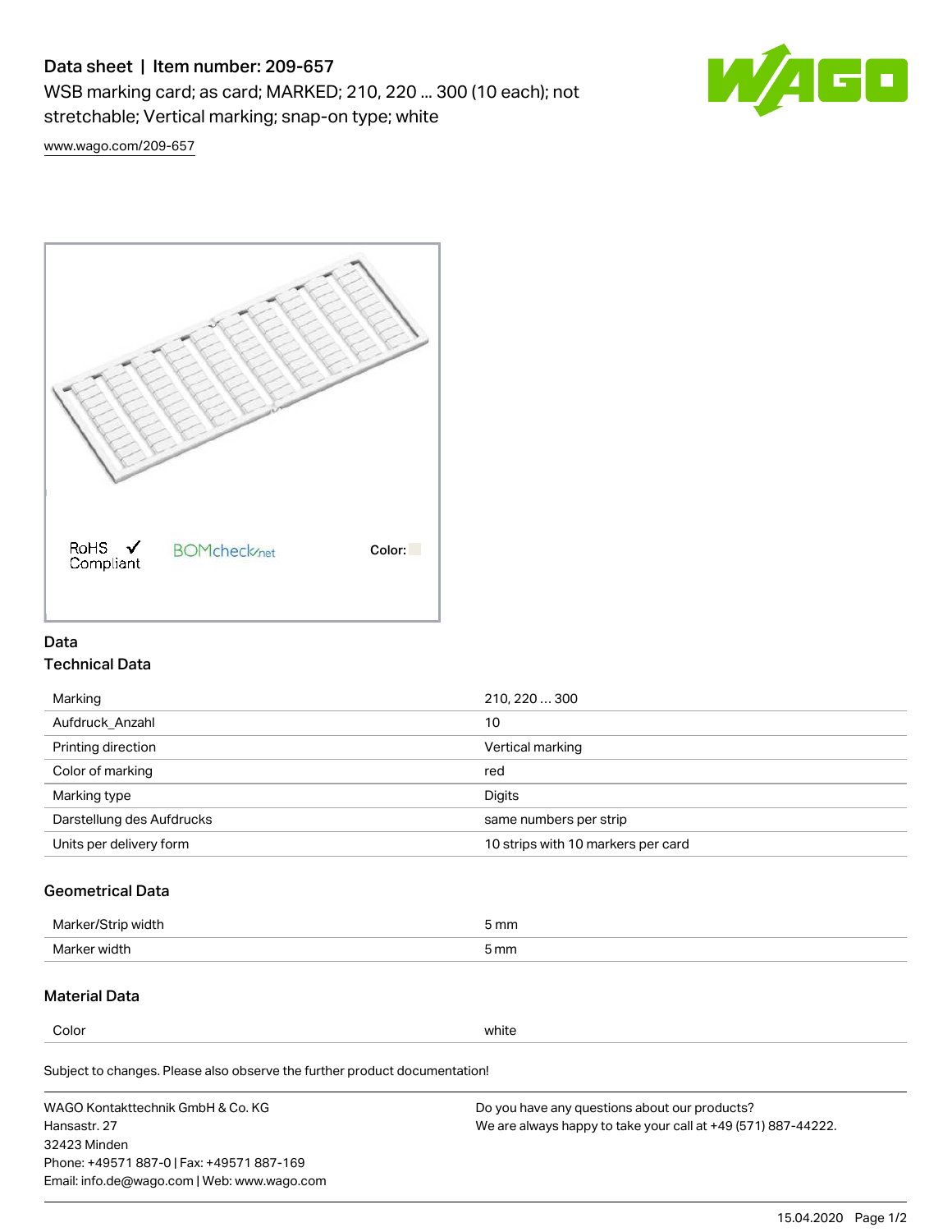# Data sheet | Item number: 209-657

WSB marking card; as card; MARKED; 210, 220 ... 300 (10 each); not stretchable; Vertical marking; snap-on type; white

www.wago.com/209-657

RoHS ✓ Compliant BOMcheck.net Color:

## Data

### Technical Data

| | |
|---|---|
| Marking | 210, 220 ... 300 |
| Aufdruck_Anzahl | 10 |
| Printing direction | Vertical marking |
| Color of marking | red |
| Marking type | Digits |
| Darstellung des Aufdrucks | same numbers per strip |
| Units per delivery form | 10 strips with 10 markers per card |

### Geometrical Data

| | |
|---|---|
| Marker/Strip width | 5 mm |
| Marker width | 5 mm |

### Material Data

| | |
|---|---|
| Color | white |

Subject to changes. Please also observe the further product documentation!

WAGO Kontakttechnik GmbH & Co. KG
Hansastr. 27
32423 Minden
Phone: +49571 887-0 | Fax: +49571 887-169
Email: info.de@wago.com | Web: www.wago.com

Do you have any questions about our products?
We are always happy to take your call at +49 (571) 887-44222.

15.04.2020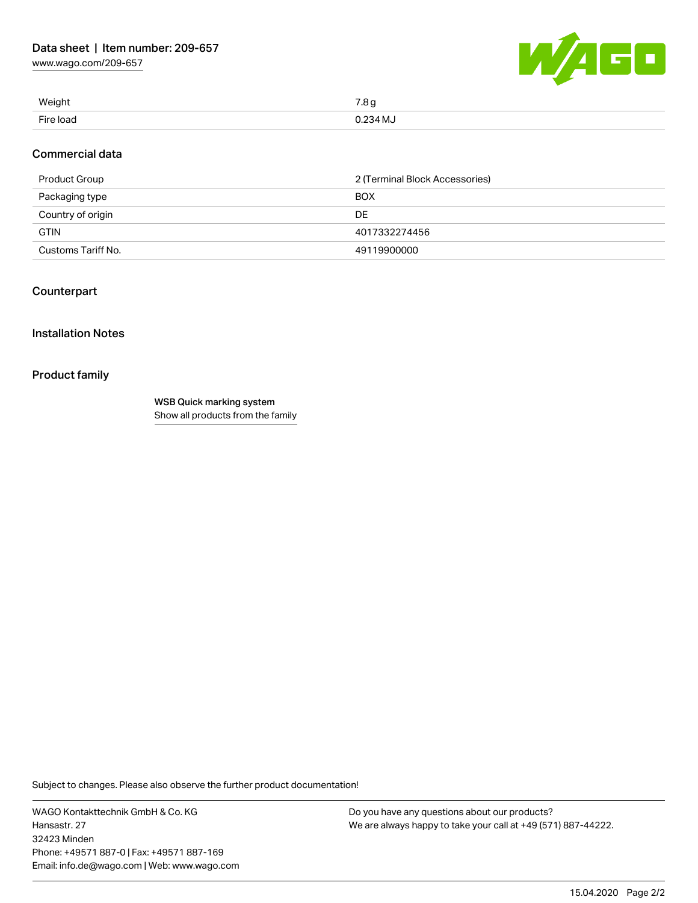| | |
|---|---|
| Weight | 7.8 g |
| Fire load | 0.234 MJ |

## Commercial data

| | |
|---|---|
| Product Group | 2 (Terminal Block Accessories) |
| Packaging type | BOX |
| Country of origin | DE |
| GTIN | 4017332274456 |
| Customs Tariff No. | 49119900000 |

## Counterpart

## Installation Notes

## Product family

**WSB Quick marking system**
Show all products from the family

Subject to changes. Please also observe the further product documentation!

WAGO Kontakttechnik GmbH & Co. KG
Hansastr. 27
32423 Minden
Phone: +49571 887-0 | Fax: +49571 887-169
Email: info.de@wago.com | Web: www.wago.com

Do you have any questions about our products?
We are always happy to take your call at +49 (571) 887-44222.